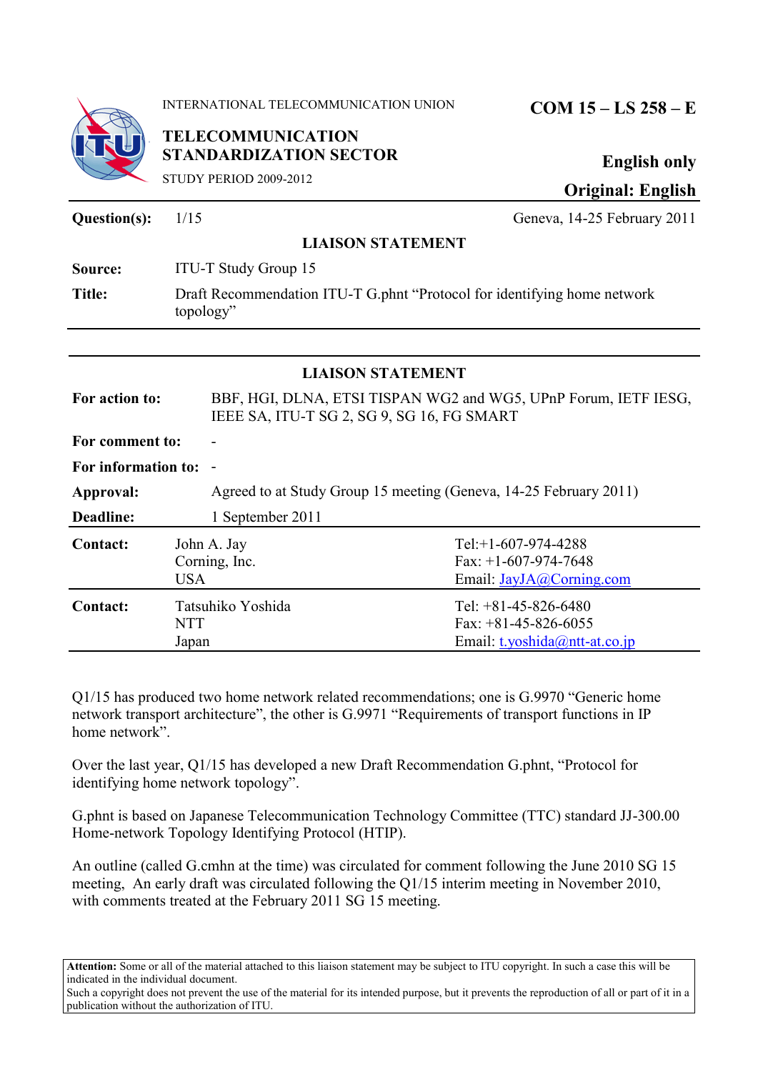INTERNATIONAL TELECOMMUNICATION UNION

**TELECOMMUNICATION STANDARDIZATION SECTOR**

STUDY PERIOD 2009-2012

**COM 15 – LS 258 – E**

**English only**

**Original: English**

| | | |
|---|---|---|
| **Question(s):** | 1/15 | Geneva, 14-25 February 2011 |

**LIAISON STATEMENT**

| | |
|---|---|
| **Source:** | ITU-T Study Group 15 |
| **Title:** | Draft Recommendation ITU-T G.phnt "Protocol for identifying home network topology" |

**LIAISON STATEMENT**

| | |
|---|---|
| **For action to:** | BBF, HGI, DLNA, ETSI TISPAN WG2 and WG5, UPnP Forum, IETF IESG, IEEE SA, ITU-T SG 2, SG 9, SG 16, FG SMART |
| **For comment to:** | - |
| **For information to:** | - |
| **Approval:** | Agreed to at Study Group 15 meeting (Geneva, 14-25 February 2011) |
| **Deadline:** | 1 September 2011 |

| | | |
|---|---|---|
| **Contact:** | John A. Jay<br>Corning, Inc.<br>USA | Tel:+1-607-974-4288<br>Fax: +1-607-974-7648<br>Email: JayJA@Corning.com |
| **Contact:** | Tatsuhiko Yoshida<br>NTT<br>Japan | Tel: +81-45-826-6480<br>Fax: +81-45-826-6055<br>Email: t.yoshida@ntt-at.co.jp |

Q1/15 has produced two home network related recommendations; one is G.9970 "Generic home network transport architecture", the other is G.9971 "Requirements of transport functions in IP home network".

Over the last year, Q1/15 has developed a new Draft Recommendation G.phnt, "Protocol for identifying home network topology".

G.phnt is based on Japanese Telecommunication Technology Committee (TTC) standard JJ-300.00 Home-network Topology Identifying Protocol (HTIP).

An outline (called G.cmhn at the time) was circulated for comment following the June 2010 SG 15 meeting, An early draft was circulated following the Q1/15 interim meeting in November 2010, with comments treated at the February 2011 SG 15 meeting.

**Attention:** Some or all of the material attached to this liaison statement may be subject to ITU copyright. In such a case this will be indicated in the individual document.
Such a copyright does not prevent the use of the material for its intended purpose, but it prevents the reproduction of all or part of it in a publication without the authorization of ITU.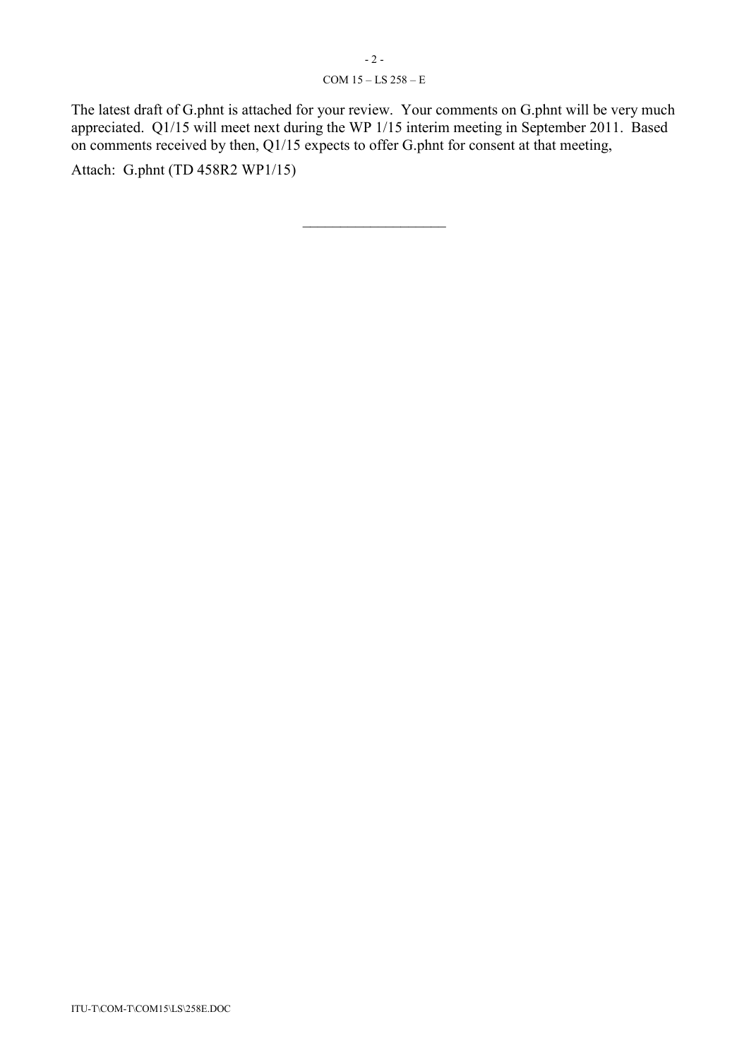The latest draft of G.phnt is attached for your review. Your comments on G.phnt will be very much appreciated. Q1/15 will meet next during the WP 1/15 interim meeting in September 2011. Based on comments received by then, Q1/15 expects to offer G.phnt for consent at that meeting,

Attach: G.phnt (TD 458R2 WP1/15)

\_\_\_\_\_\_\_\_\_\_\_\_\_\_\_\_\_\_\_\_